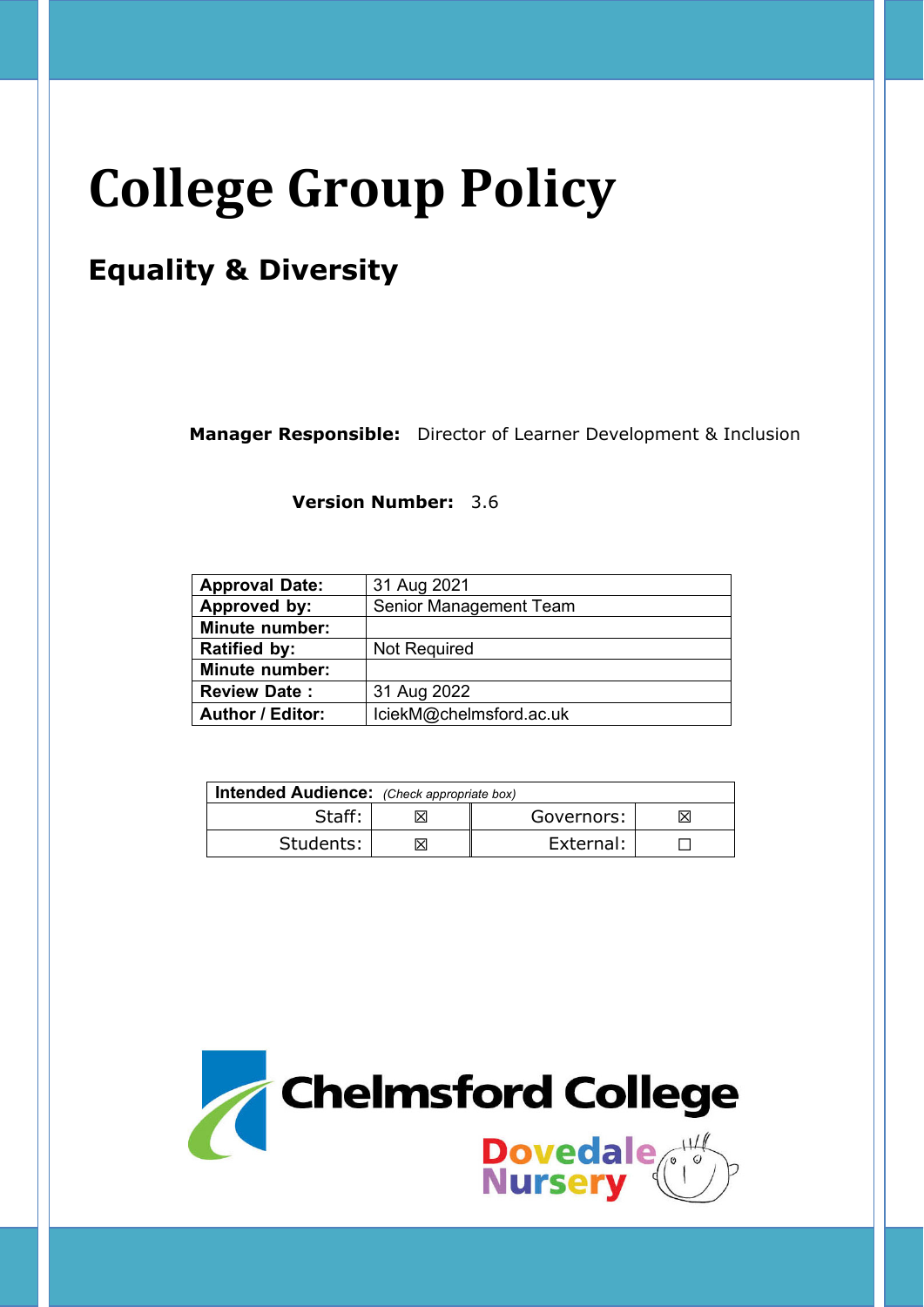# College Group Policy

## Equality & Diversity

**Manager Responsible:** Director of Learner Development & Inclusion

**Version Number:** 3.6

| | |
|---|---|
| **Approval Date:** | 31 Aug 2021 |
| **Approved by:** | Senior Management Team |
| **Minute number:** | |
| **Ratified by:** | Not Required |
| **Minute number:** | |
| **Review Date :** | 31 Aug 2022 |
| **Author / Editor:** | IciekM@chelmsford.ac.uk |

| **Intended Audience:** *(Check appropriate box)* | | | |
|---|---|---|---|
| Staff: | ☒ | Governors: | ☒ |
| Students: | ☒ | External: | ☐ |

Chelmsford College

Dovedale Nursery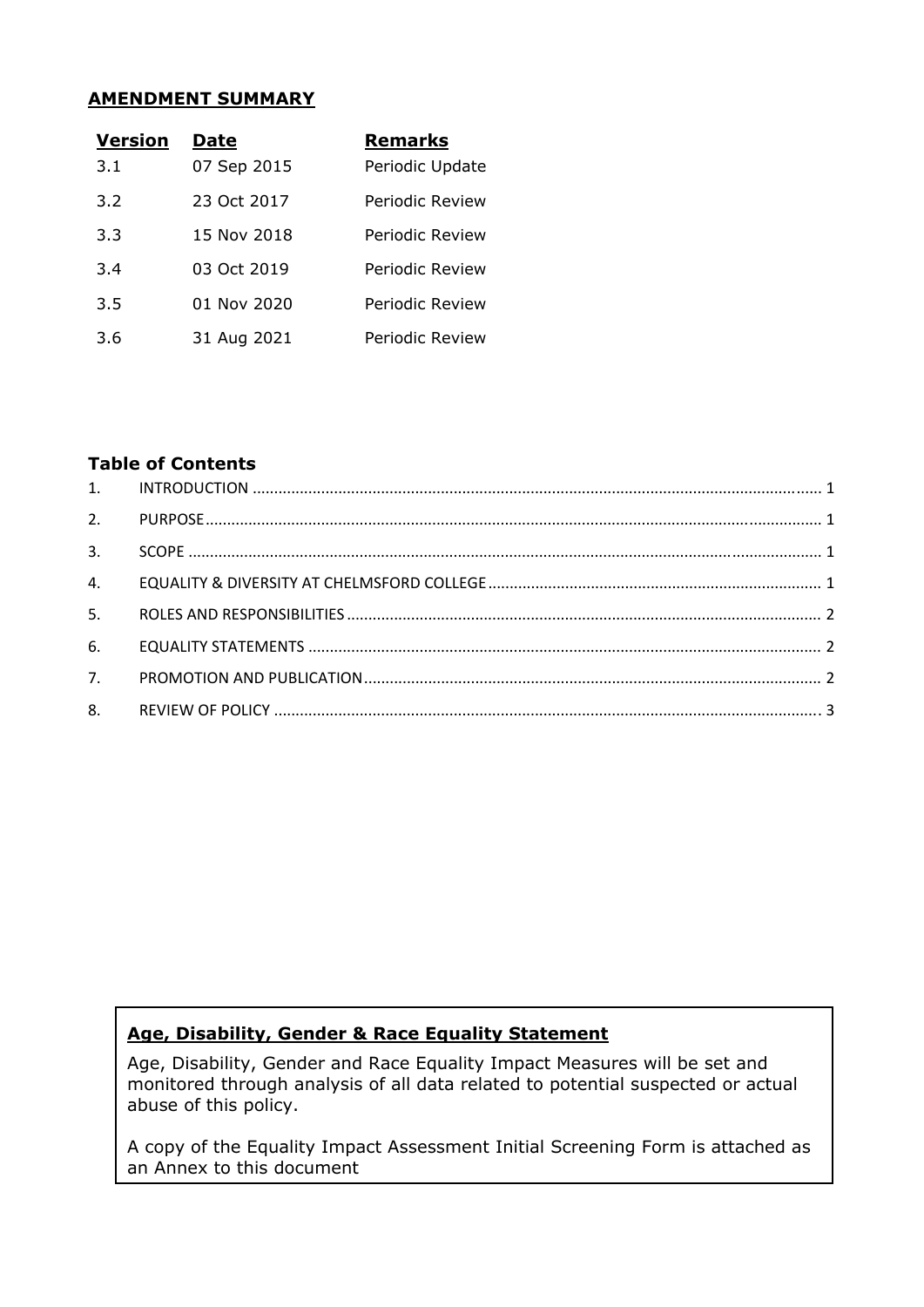## AMENDMENT SUMMARY

| Version | Date | Remarks |
|---|---|---|
| 3.1 | 07 Sep 2015 | Periodic Update |
| 3.2 | 23 Oct 2017 | Periodic Review |
| 3.3 | 15 Nov 2018 | Periodic Review |
| 3.4 | 03 Oct 2019 | Periodic Review |
| 3.5 | 01 Nov 2020 | Periodic Review |
| 3.6 | 31 Aug 2021 | Periodic Review |

### Table of Contents

1. INTRODUCTION ..... 1
2. PURPOSE ..... 1
3. SCOPE ..... 1
4. EQUALITY & DIVERSITY AT CHELMSFORD COLLEGE ..... 1
5. ROLES AND RESPONSIBILITIES ..... 2
6. EQUALITY STATEMENTS ..... 2
7. PROMOTION AND PUBLICATION ..... 2
8. REVIEW OF POLICY ..... 3

**Age, Disability, Gender & Race Equality Statement**

Age, Disability, Gender and Race Equality Impact Measures will be set and monitored through analysis of all data related to potential suspected or actual abuse of this policy.

A copy of the Equality Impact Assessment Initial Screening Form is attached as an Annex to this document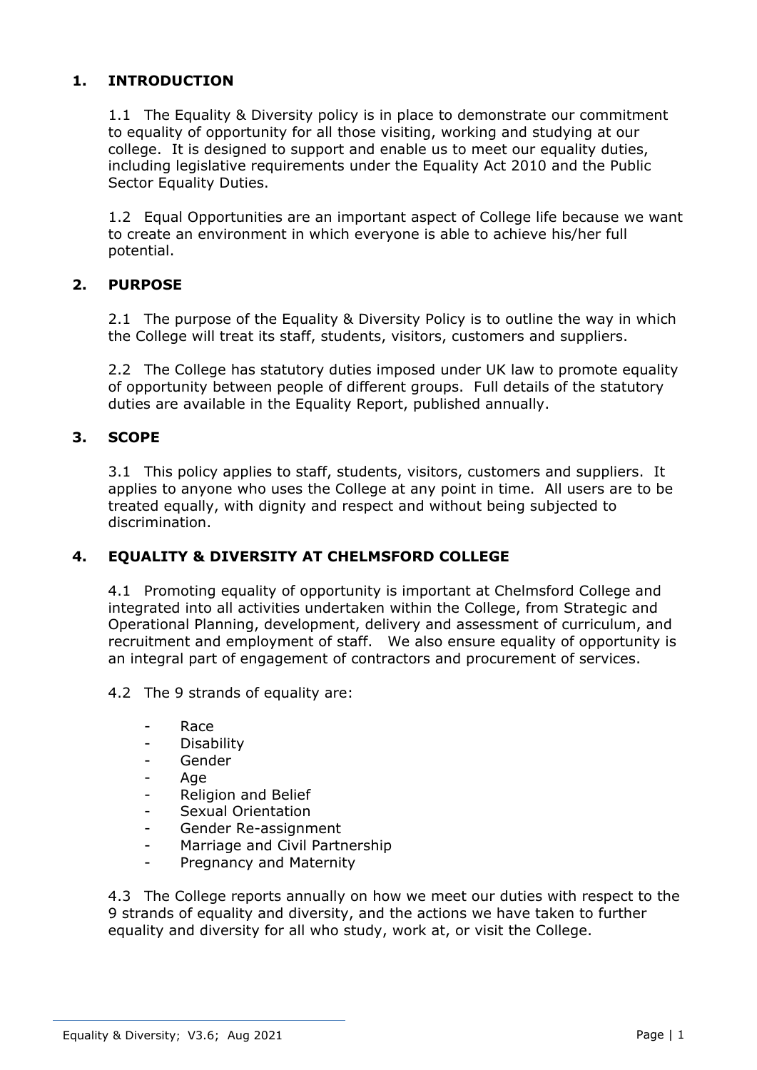## 1. INTRODUCTION

1.1 The Equality & Diversity policy is in place to demonstrate our commitment to equality of opportunity for all those visiting, working and studying at our college. It is designed to support and enable us to meet our equality duties, including legislative requirements under the Equality Act 2010 and the Public Sector Equality Duties.

1.2 Equal Opportunities are an important aspect of College life because we want to create an environment in which everyone is able to achieve his/her full potential.

## 2. PURPOSE

2.1 The purpose of the Equality & Diversity Policy is to outline the way in which the College will treat its staff, students, visitors, customers and suppliers.

2.2 The College has statutory duties imposed under UK law to promote equality of opportunity between people of different groups. Full details of the statutory duties are available in the Equality Report, published annually.

## 3. SCOPE

3.1 This policy applies to staff, students, visitors, customers and suppliers. It applies to anyone who uses the College at any point in time. All users are to be treated equally, with dignity and respect and without being subjected to discrimination.

## 4. EQUALITY & DIVERSITY AT CHELMSFORD COLLEGE

4.1 Promoting equality of opportunity is important at Chelmsford College and integrated into all activities undertaken within the College, from Strategic and Operational Planning, development, delivery and assessment of curriculum, and recruitment and employment of staff. We also ensure equality of opportunity is an integral part of engagement of contractors and procurement of services.

4.2 The 9 strands of equality are:

- Race
- Disability
- Gender
- Age
- Religion and Belief
- Sexual Orientation
- Gender Re-assignment
- Marriage and Civil Partnership
- Pregnancy and Maternity

4.3 The College reports annually on how we meet our duties with respect to the 9 strands of equality and diversity, and the actions we have taken to further equality and diversity for all who study, work at, or visit the College.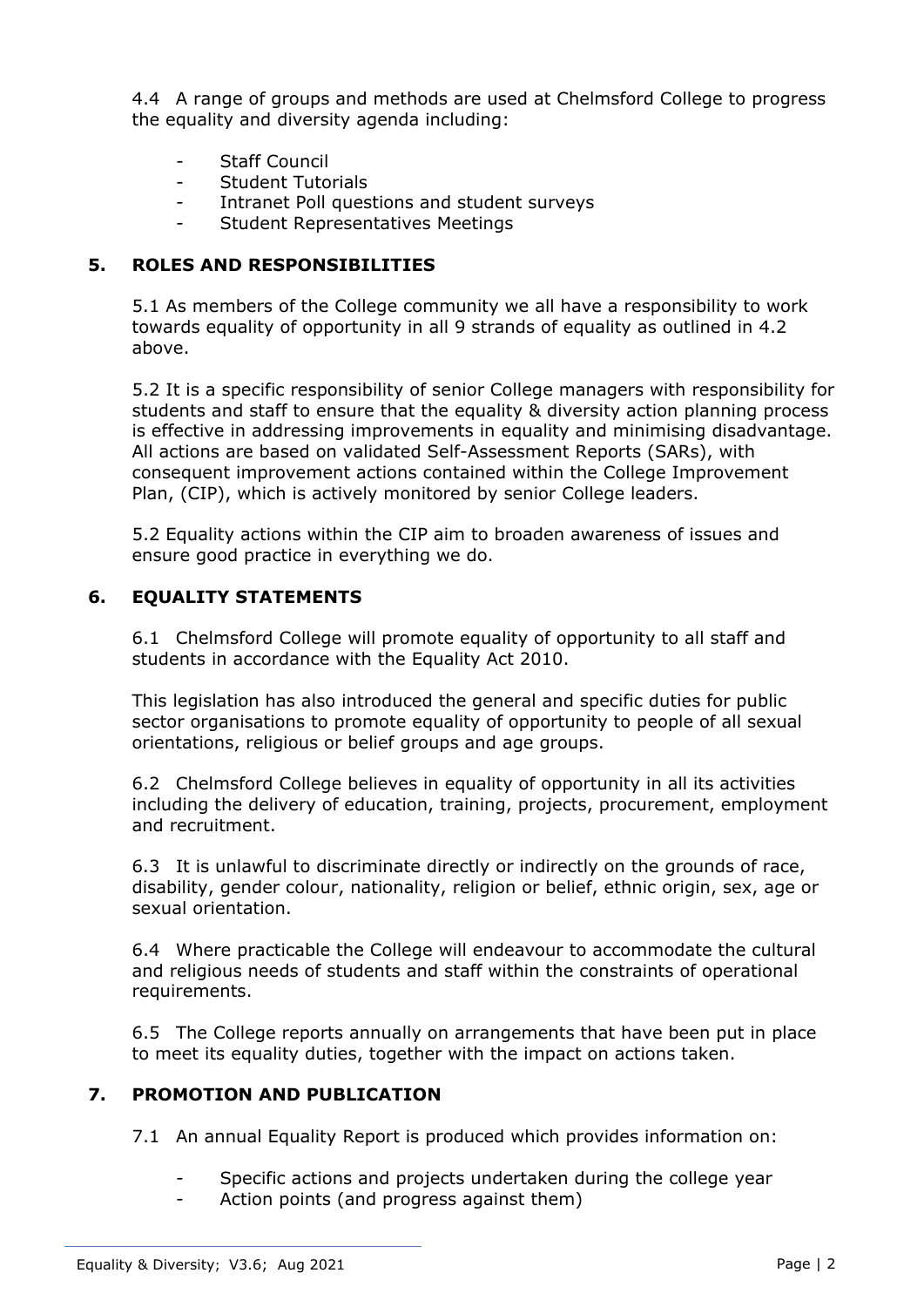4.4 A range of groups and methods are used at Chelmsford College to progress the equality and diversity agenda including:

- Staff Council
- Student Tutorials
- Intranet Poll questions and student surveys
- Student Representatives Meetings

## 5. ROLES AND RESPONSIBILITIES

5.1 As members of the College community we all have a responsibility to work towards equality of opportunity in all 9 strands of equality as outlined in 4.2 above.

5.2 It is a specific responsibility of senior College managers with responsibility for students and staff to ensure that the equality & diversity action planning process is effective in addressing improvements in equality and minimising disadvantage. All actions are based on validated Self-Assessment Reports (SARs), with consequent improvement actions contained within the College Improvement Plan, (CIP), which is actively monitored by senior College leaders.

5.2 Equality actions within the CIP aim to broaden awareness of issues and ensure good practice in everything we do.

## 6. EQUALITY STATEMENTS

6.1 Chelmsford College will promote equality of opportunity to all staff and students in accordance with the Equality Act 2010.

This legislation has also introduced the general and specific duties for public sector organisations to promote equality of opportunity to people of all sexual orientations, religious or belief groups and age groups.

6.2 Chelmsford College believes in equality of opportunity in all its activities including the delivery of education, training, projects, procurement, employment and recruitment.

6.3 It is unlawful to discriminate directly or indirectly on the grounds of race, disability, gender colour, nationality, religion or belief, ethnic origin, sex, age or sexual orientation.

6.4 Where practicable the College will endeavour to accommodate the cultural and religious needs of students and staff within the constraints of operational requirements.

6.5 The College reports annually on arrangements that have been put in place to meet its equality duties, together with the impact on actions taken.

## 7. PROMOTION AND PUBLICATION

7.1 An annual Equality Report is produced which provides information on:

- Specific actions and projects undertaken during the college year
- Action points (and progress against them)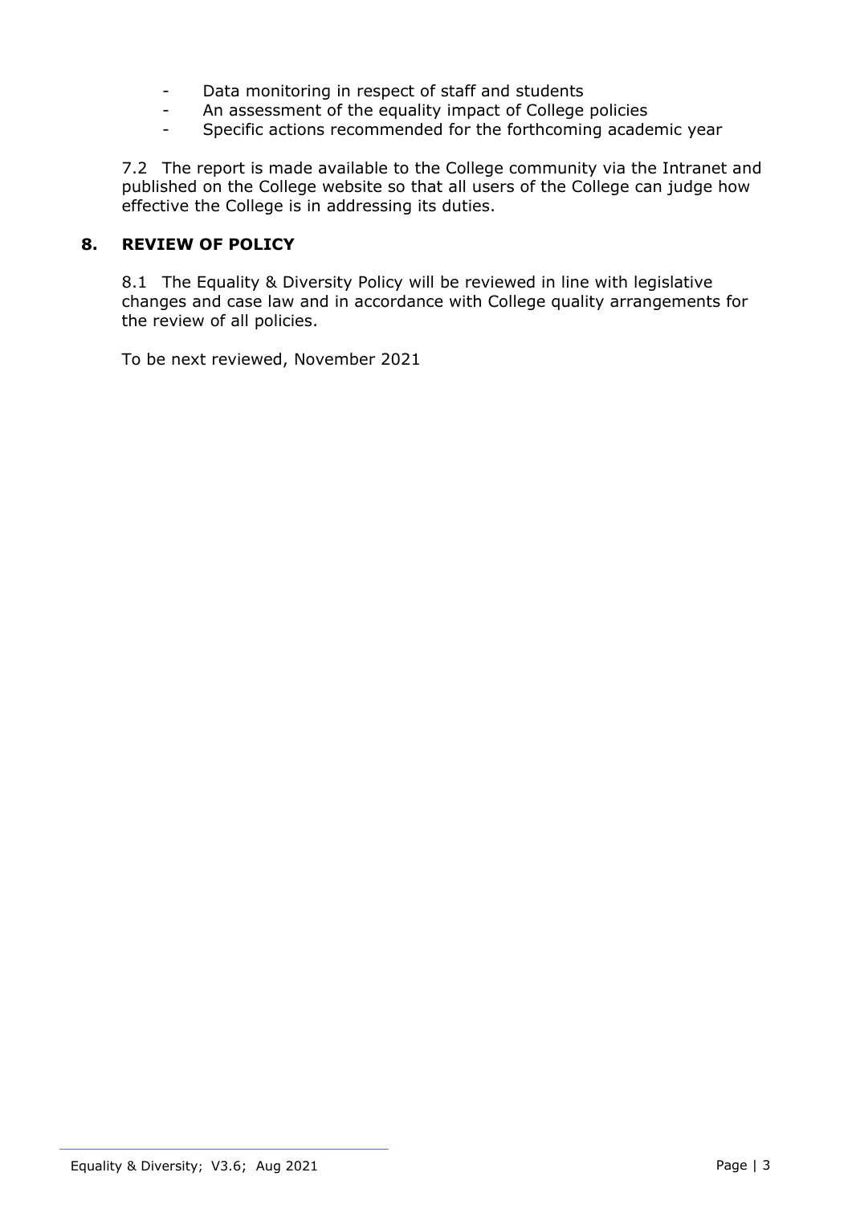- Data monitoring in respect of staff and students
- An assessment of the equality impact of College policies
- Specific actions recommended for the forthcoming academic year

7.2 The report is made available to the College community via the Intranet and published on the College website so that all users of the College can judge how effective the College is in addressing its duties.

## 8. REVIEW OF POLICY

8.1 The Equality & Diversity Policy will be reviewed in line with legislative changes and case law and in accordance with College quality arrangements for the review of all policies.

To be next reviewed, November 2021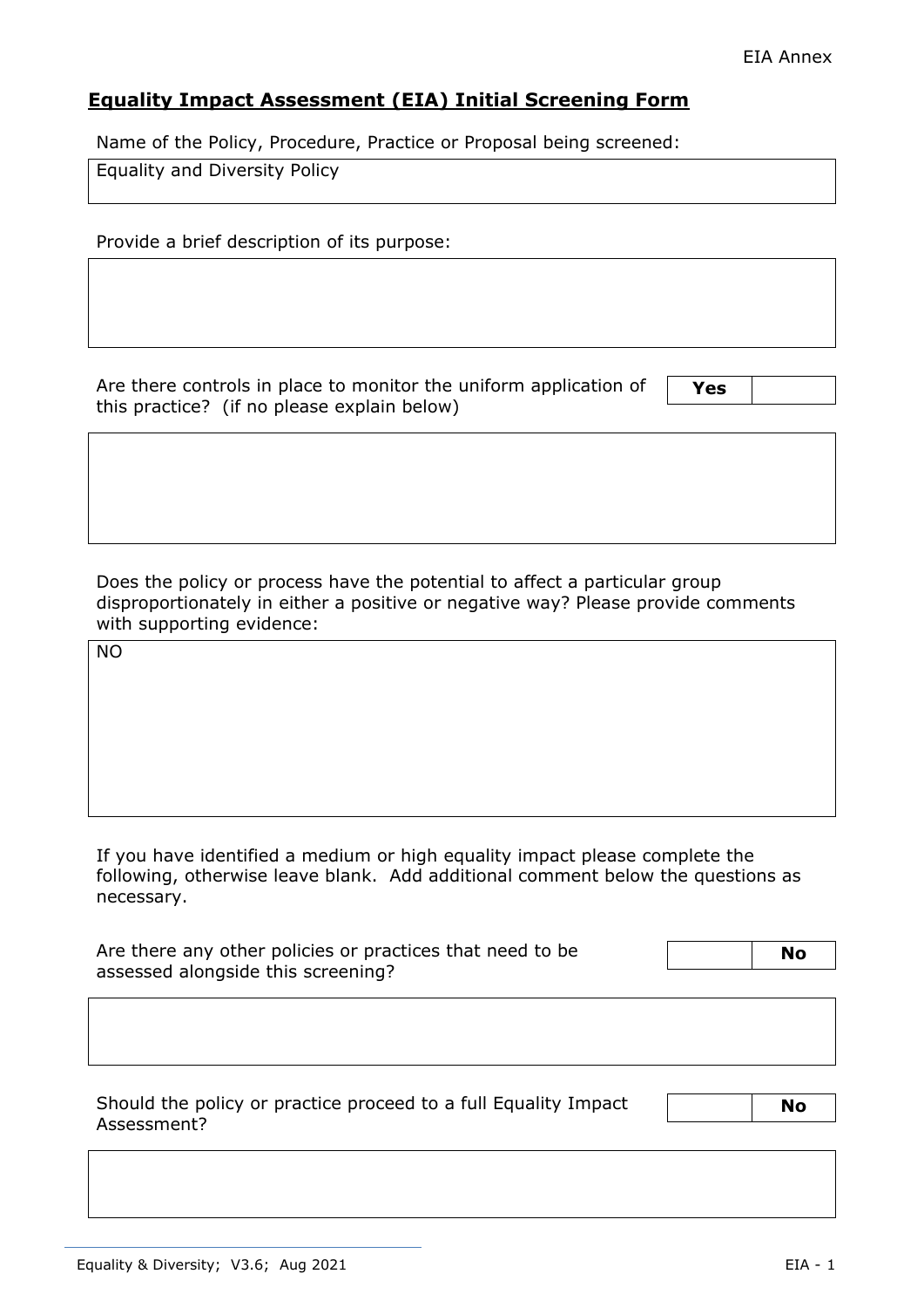# Equality Impact Assessment (EIA) Initial Screening Form

Name of the Policy, Procedure, Practice or Proposal being screened:

| Equality and Diversity Policy |
|---|

Provide a brief description of its purpose:

| |
|---|

Are there controls in place to monitor the uniform application of this practice? (if no please explain below)

| **Yes** | |
|---|---|

| |
|---|

Does the policy or process have the potential to affect a particular group disproportionately in either a positive or negative way? Please provide comments with supporting evidence:

| NO |
|---|

If you have identified a medium or high equality impact please complete the following, otherwise leave blank. Add additional comment below the questions as necessary.

Are there any other policies or practices that need to be assessed alongside this screening?

| | **No** |
|---|---|

| |
|---|

Should the policy or practice proceed to a full Equality Impact Assessment?

| | **No** |
|---|---|

| |
|---|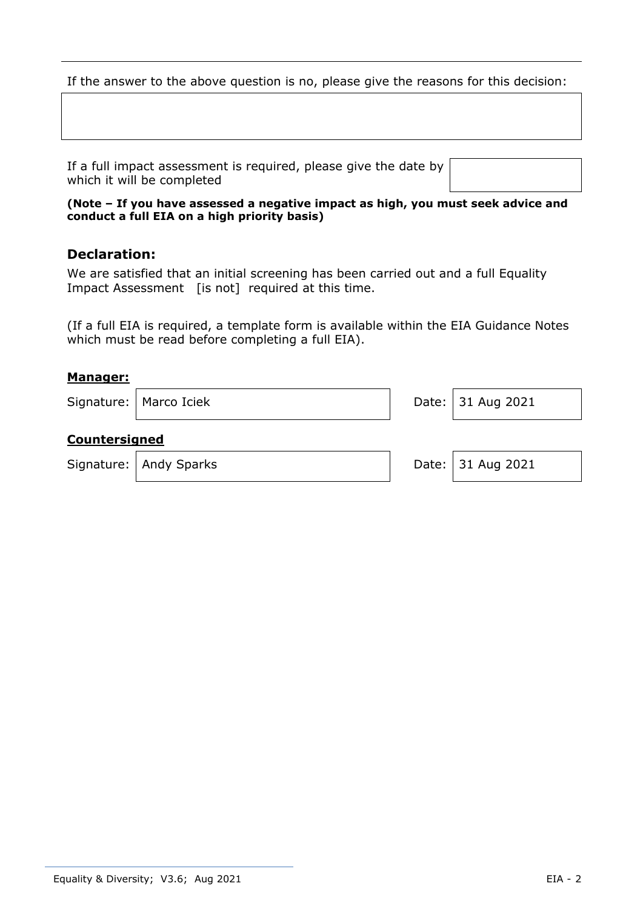If the answer to the above question is no, please give the reasons for this decision:

| |
|---|
| |

| | |
|---|---|
| If a full impact assessment is required, please give the date by which it will be completed | |

**(Note – If you have assessed a negative impact as high, you must seek advice and conduct a full EIA on a high priority basis)**

## Declaration:

We are satisfied that an initial screening has been carried out and a full Equality Impact Assessment [is not] required at this time.

(If a full EIA is required, a template form is available within the EIA Guidance Notes which must be read before completing a full EIA).

**Manager:**

| | | | |
|---|---|---|---|
| Signature: | Marco Iciek | Date: | 31 Aug 2021 |

**Countersigned**

| | | | |
|---|---|---|---|
| Signature: | Andy Sparks | Date: | 31 Aug 2021 |